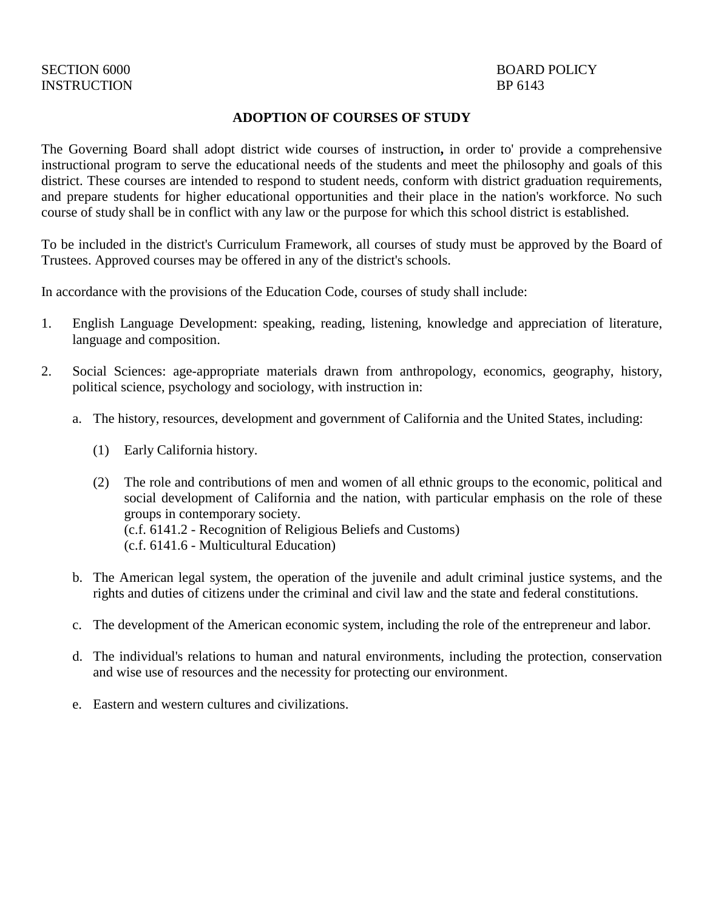SECTION 6000
INSTRUCTION

BOARD POLICY
BP 6143

## ADOPTION OF COURSES OF STUDY

The Governing Board shall adopt district wide courses of instruction**,** in order to' provide a comprehensive instructional program to serve the educational needs of the students and meet the philosophy and goals of this district. These courses are intended to respond to student needs, conform with district graduation requirements, and prepare students for higher educational opportunities and their place in the nation's workforce. No such course of study shall be in conflict with any law or the purpose for which this school district is established.

To be included in the district's Curriculum Framework, all courses of study must be approved by the Board of Trustees. Approved courses may be offered in any of the district's schools.

In accordance with the provisions of the Education Code, courses of study shall include:

1. English Language Development: speaking, reading, listening, knowledge and appreciation of literature, language and composition.

2. Social Sciences: age-appropriate materials drawn from anthropology, economics, geography, history, political science, psychology and sociology, with instruction in:

   a. The history, resources, development and government of California and the United States, including:

      (1) Early California history.

      (2) The role and contributions of men and women of all ethnic groups to the economic, political and social development of California and the nation, with particular emphasis on the role of these groups in contemporary society.
      (c.f. 6141.2 - Recognition of Religious Beliefs and Customs)
      (c.f. 6141.6 - Multicultural Education)

   b. The American legal system, the operation of the juvenile and adult criminal justice systems, and the rights and duties of citizens under the criminal and civil law and the state and federal constitutions.

   c. The development of the American economic system, including the role of the entrepreneur and labor.

   d. The individual's relations to human and natural environments, including the protection, conservation and wise use of resources and the necessity for protecting our environment.

   e. Eastern and western cultures and civilizations.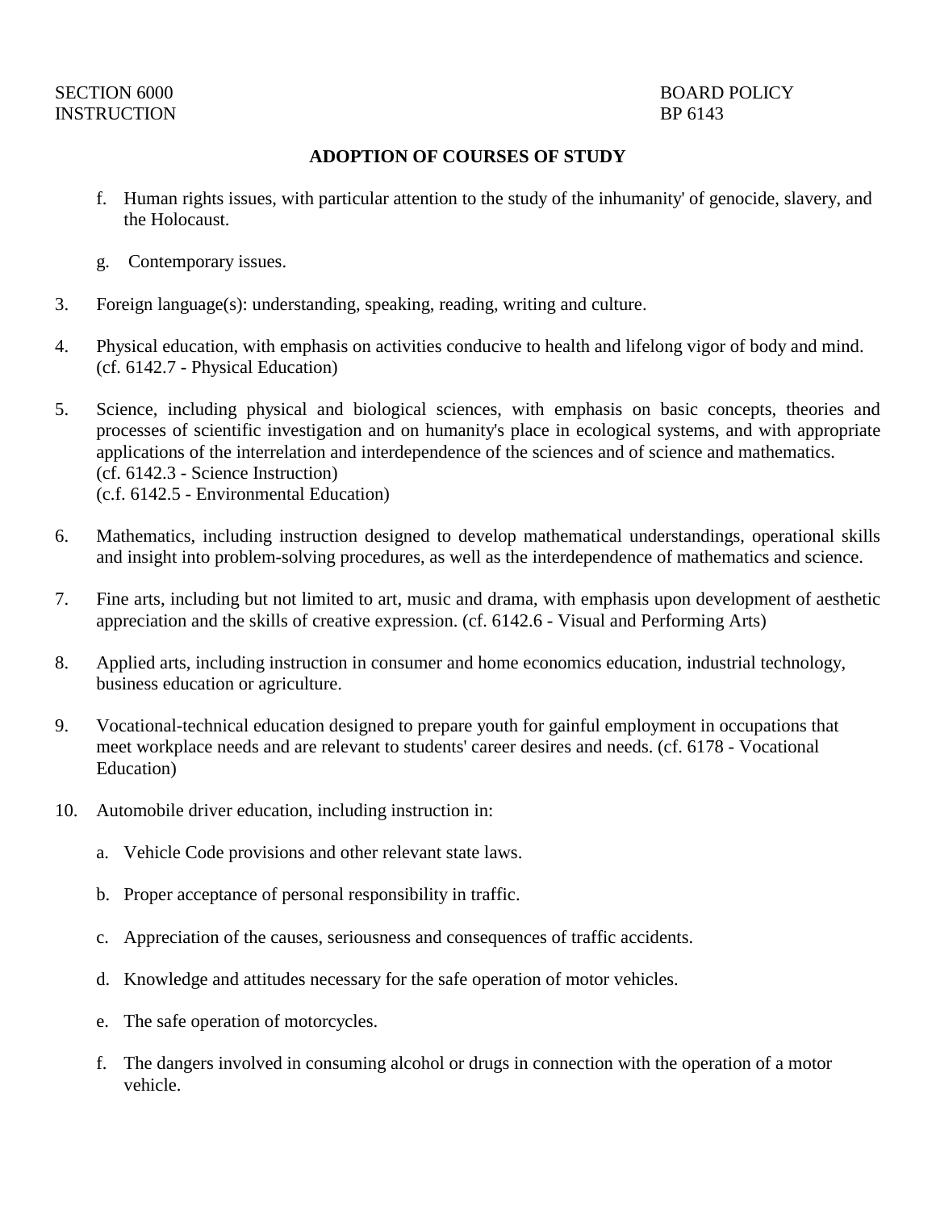**ADOPTION OF COURSES OF STUDY**

   f. Human rights issues, with particular attention to the study of the inhumanity' of genocide, slavery, and the Holocaust.

   g. Contemporary issues.

3. Foreign language(s): understanding, speaking, reading, writing and culture.

4. Physical education, with emphasis on activities conducive to health and lifelong vigor of body and mind. (cf. 6142.7 - Physical Education)

5. Science, including physical and biological sciences, with emphasis on basic concepts, theories and processes of scientific investigation and on humanity's place in ecological systems, and with appropriate applications of the interrelation and interdependence of the sciences and of science and mathematics.
   (cf. 6142.3 - Science Instruction)
   (c.f. 6142.5 - Environmental Education)

6. Mathematics, including instruction designed to develop mathematical understandings, operational skills and insight into problem-solving procedures, as well as the interdependence of mathematics and science.

7. Fine arts, including but not limited to art, music and drama, with emphasis upon development of aesthetic appreciation and the skills of creative expression. (cf. 6142.6 - Visual and Performing Arts)

8. Applied arts, including instruction in consumer and home economics education, industrial technology, business education or agriculture.

9. Vocational-technical education designed to prepare youth for gainful employment in occupations that meet workplace needs and are relevant to students' career desires and needs. (cf. 6178 - Vocational Education)

10. Automobile driver education, including instruction in:

    a. Vehicle Code provisions and other relevant state laws.

    b. Proper acceptance of personal responsibility in traffic.

    c. Appreciation of the causes, seriousness and consequences of traffic accidents.

    d. Knowledge and attitudes necessary for the safe operation of motor vehicles.

    e. The safe operation of motorcycles.

    f. The dangers involved in consuming alcohol or drugs in connection with the operation of a motor vehicle.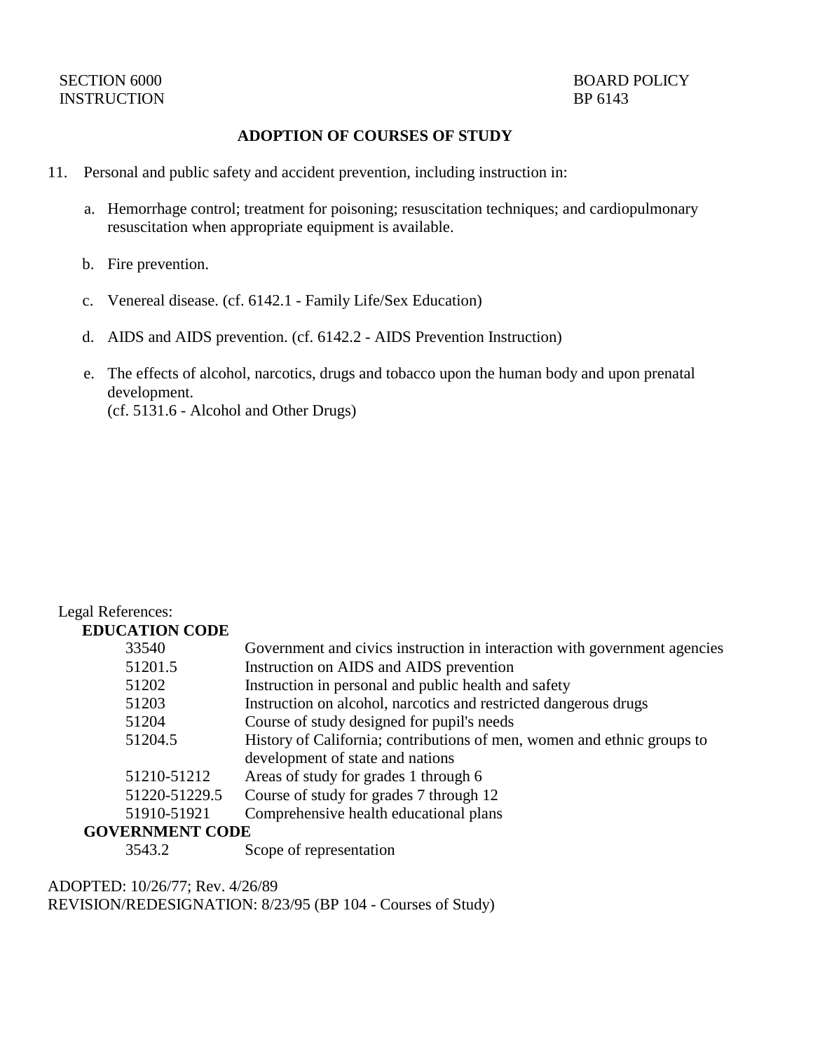SECTION 6000 BOARD POLICY
INSTRUCTION BP 6143

## ADOPTION OF COURSES OF STUDY

11. Personal and public safety and accident prevention, including instruction in:

    a. Hemorrhage control; treatment for poisoning; resuscitation techniques; and cardiopulmonary resuscitation when appropriate equipment is available.

    b. Fire prevention.

    c. Venereal disease. (cf. 6142.1 - Family Life/Sex Education)

    d. AIDS and AIDS prevention. (cf. 6142.2 - AIDS Prevention Instruction)

    e. The effects of alcohol, narcotics, drugs and tobacco upon the human body and upon prenatal development.
    (cf. 5131.6 - Alcohol and Other Drugs)

Legal References:

**EDUCATION CODE**

| | |
|---|---|
| 33540 | Government and civics instruction in interaction with government agencies |
| 51201.5 | Instruction on AIDS and AIDS prevention |
| 51202 | Instruction in personal and public health and safety |
| 51203 | Instruction on alcohol, narcotics and restricted dangerous drugs |
| 51204 | Course of study designed for pupil's needs |
| 51204.5 | History of California; contributions of men, women and ethnic groups to development of state and nations |
| 51210-51212 | Areas of study for grades 1 through 6 |
| 51220-51229.5 | Course of study for grades 7 through 12 |
| 51910-51921 | Comprehensive health educational plans |

**GOVERNMENT CODE**

| | |
|---|---|
| 3543.2 | Scope of representation |

ADOPTED: 10/26/77; Rev. 4/26/89
REVISION/REDESIGNATION: 8/23/95 (BP 104 - Courses of Study)